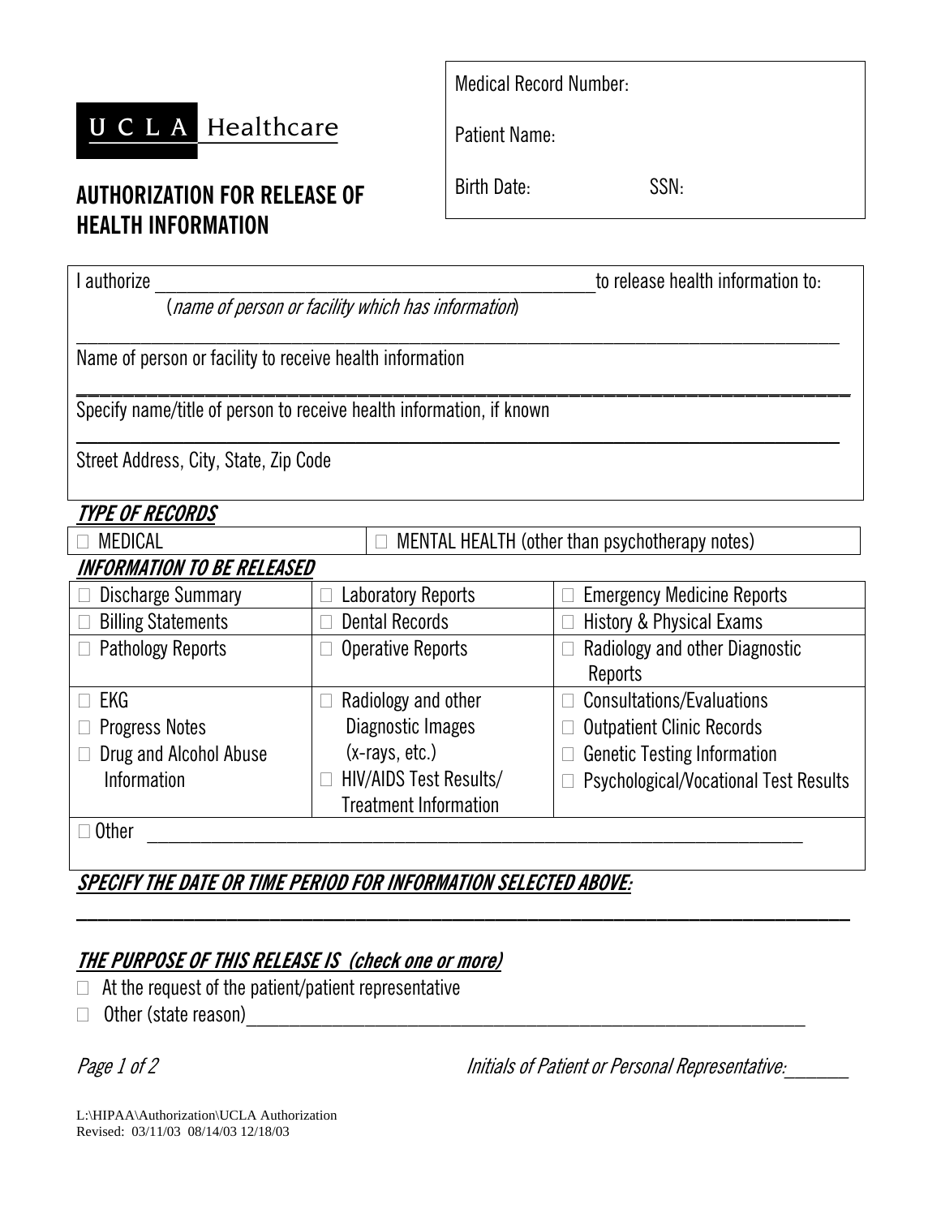UCLA Healthcare

# AUTHORIZATION FOR RELEASE OF HEALTH INFORMATION

Medical Record Number:

Patient Name:

Birth Date: SSN:

I authorize ______________________________________________ to release health information to:
(*name of person or facility which has information*)

______________________________________________________________________________
Name of person or facility to receive health information

______________________________________________________________________________
Specify name/title of person to receive health information, if known

______________________________________________________________________________
Street Address, City, State, Zip Code

## *TYPE OF RECORDS*

| ☐ MEDICAL | ☐ MENTAL HEALTH (other than psychotherapy notes) |
|---|---|

## *INFORMATION TO BE RELEASED*

| | | |
|---|---|---|
| ☐ Discharge Summary | ☐ Laboratory Reports | ☐ Emergency Medicine Reports |
| ☐ Billing Statements | ☐ Dental Records | ☐ History & Physical Exams |
| ☐ Pathology Reports | ☐ Operative Reports | ☐ Radiology and other Diagnostic Reports |
| ☐ EKG<br>☐ Progress Notes<br>☐ Drug and Alcohol Abuse Information | ☐ Radiology and other Diagnostic Images (x-rays, etc.)<br>☐ HIV/AIDS Test Results/ Treatment Information | ☐ Consultations/Evaluations<br>☐ Outpatient Clinic Records<br>☐ Genetic Testing Information<br>☐ Psychological/Vocational Test Results |
| ☐ Other ______________________________________________ | | |

## *SPECIFY THE DATE OR TIME PERIOD FOR INFORMATION SELECTED ABOVE:*

______________________________________________________________________________

## *THE PURPOSE OF THIS RELEASE IS (check one or more)*

☐ At the request of the patient/patient representative

☐ Other (state reason)______________________________________________

*Initials of Patient or Personal Representative:*______

L:\HIPAA\Authorization\UCLA Authorization
Revised: 03/11/03 08/14/03 12/18/03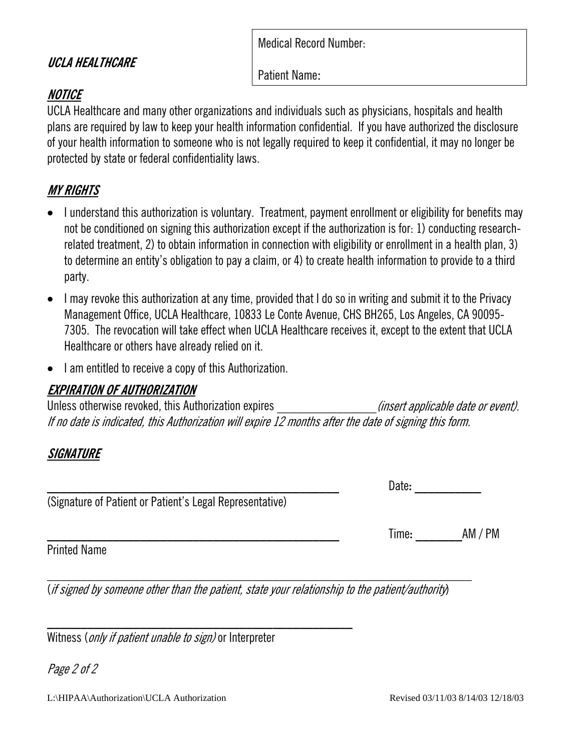***UCLA HEALTHCARE***

Medical Record Number:

Patient Name:

## ***NOTICE***

UCLA Healthcare and many other organizations and individuals such as physicians, hospitals and health plans are required by law to keep your health information confidential. If you have authorized the disclosure of your health information to someone who is not legally required to keep it confidential, it may no longer be protected by state or federal confidentiality laws.

## ***MY RIGHTS***

- I understand this authorization is voluntary. Treatment, payment enrollment or eligibility for benefits may not be conditioned on signing this authorization except if the authorization is for: 1) conducting research-related treatment, 2) to obtain information in connection with eligibility or enrollment in a health plan, 3) to determine an entity's obligation to pay a claim, or 4) to create health information to provide to a third party.
- I may revoke this authorization at any time, provided that I do so in writing and submit it to the Privacy Management Office, UCLA Healthcare, 10833 Le Conte Avenue, CHS BH265, Los Angeles, CA 90095-7305. The revocation will take effect when UCLA Healthcare receives it, except to the extent that UCLA Healthcare or others have already relied on it.
- I am entitled to receive a copy of this Authorization.

## ***EXPIRATION OF AUTHORIZATION***

Unless otherwise revoked, this Authorization expires _________________ *(insert applicable date or event). If no date is indicated, this Authorization will expire 12 months after the date of signing this form.*

## ***SIGNATURE***

_____________________________________________ Date: ___________

(Signature of Patient or Patient's Legal Representative)

_____________________________________________ Time: ________AM / PM

Printed Name

_____________________________________________________________________________

(*if signed by someone other than the patient, state your relationship to the patient/authority*)

_____________________________________________

Witness (*only if patient unable to sign)* or Interpreter

L:\HIPAA\Authorization\UCLA Authorization Revised 03/11/03 8/14/03 12/18/03